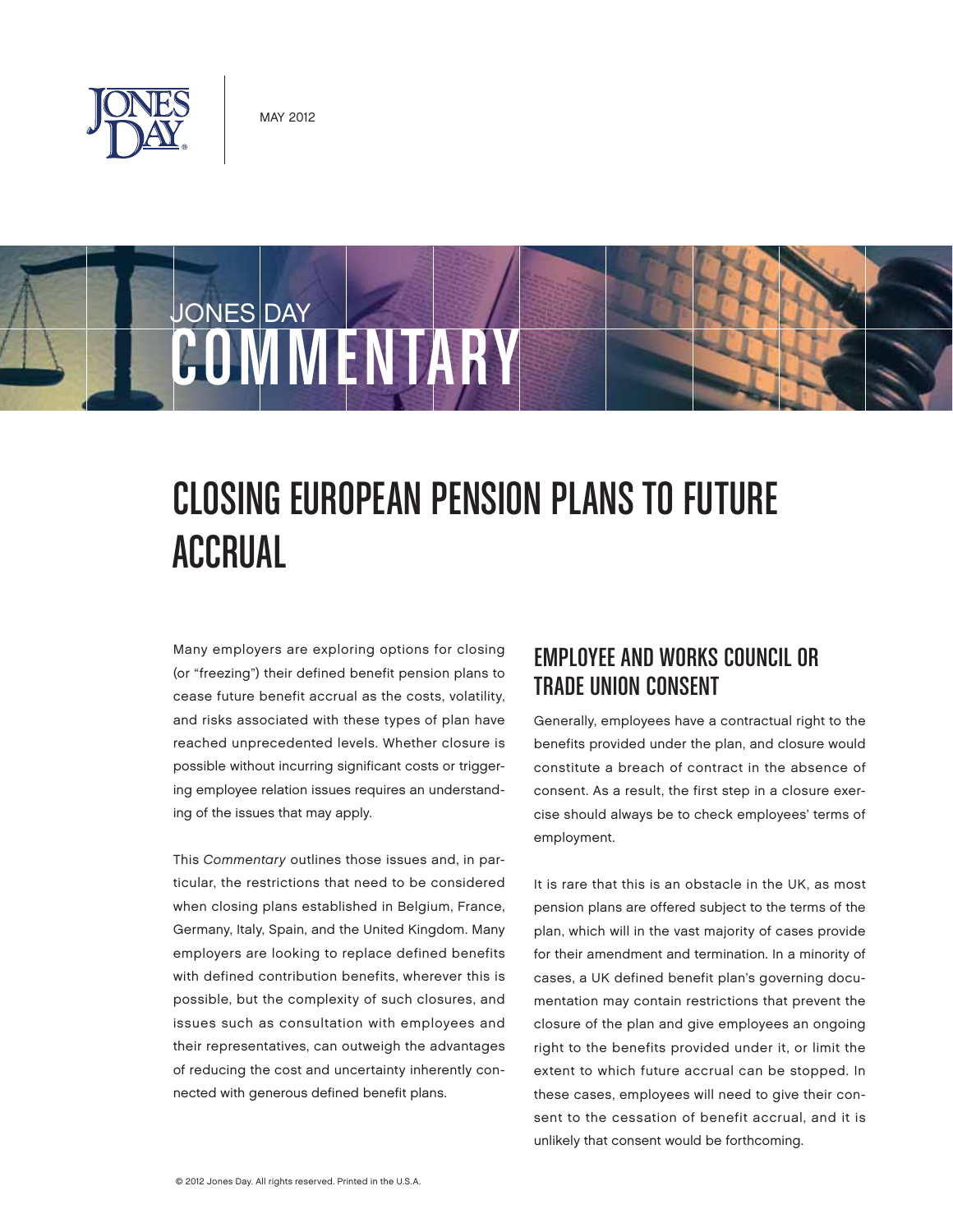MAY 2012

JONES DAY

COMMENTARY

# CLOSING EUROPEAN PENSION PLANS TO FUTURE ACCRUAL

Many employers are exploring options for closing (or "freezing") their defined benefit pension plans to cease future benefit accrual as the costs, volatility, and risks associated with these types of plan have reached unprecedented levels. Whether closure is possible without incurring significant costs or triggering employee relation issues requires an understanding of the issues that may apply.

This *Commentary* outlines those issues and, in particular, the restrictions that need to be considered when closing plans established in Belgium, France, Germany, Italy, Spain, and the United Kingdom. Many employers are looking to replace defined benefits with defined contribution benefits, wherever this is possible, but the complexity of such closures, and issues such as consultation with employees and their representatives, can outweigh the advantages of reducing the cost and uncertainty inherently connected with generous defined benefit plans.

## EMPLOYEE AND WORKS COUNCIL OR TRADE UNION CONSENT

Generally, employees have a contractual right to the benefits provided under the plan, and closure would constitute a breach of contract in the absence of consent. As a result, the first step in a closure exercise should always be to check employees' terms of employment.

It is rare that this is an obstacle in the UK, as most pension plans are offered subject to the terms of the plan, which will in the vast majority of cases provide for their amendment and termination. In a minority of cases, a UK defined benefit plan's governing documentation may contain restrictions that prevent the closure of the plan and give employees an ongoing right to the benefits provided under it, or limit the extent to which future accrual can be stopped. In these cases, employees will need to give their consent to the cessation of benefit accrual, and it is unlikely that consent would be forthcoming.

© 2012 Jones Day. All rights reserved. Printed in the U.S.A.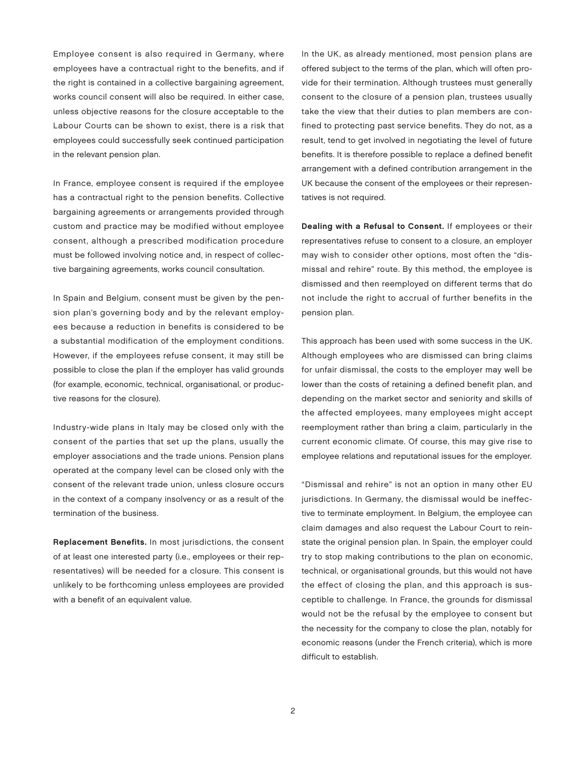Employee consent is also required in Germany, where employees have a contractual right to the benefits, and if the right is contained in a collective bargaining agreement, works council consent will also be required. In either case, unless objective reasons for the closure acceptable to the Labour Courts can be shown to exist, there is a risk that employees could successfully seek continued participation in the relevant pension plan.

In France, employee consent is required if the employee has a contractual right to the pension benefits. Collective bargaining agreements or arrangements provided through custom and practice may be modified without employee consent, although a prescribed modification procedure must be followed involving notice and, in respect of collective bargaining agreements, works council consultation.

In Spain and Belgium, consent must be given by the pension plan's governing body and by the relevant employees because a reduction in benefits is considered to be a substantial modification of the employment conditions. However, if the employees refuse consent, it may still be possible to close the plan if the employer has valid grounds (for example, economic, technical, organisational, or productive reasons for the closure).

Industry-wide plans in Italy may be closed only with the consent of the parties that set up the plans, usually the employer associations and the trade unions. Pension plans operated at the company level can be closed only with the consent of the relevant trade union, unless closure occurs in the context of a company insolvency or as a result of the termination of the business.

**Replacement Benefits.** In most jurisdictions, the consent of at least one interested party (i.e., employees or their representatives) will be needed for a closure. This consent is unlikely to be forthcoming unless employees are provided with a benefit of an equivalent value.

In the UK, as already mentioned, most pension plans are offered subject to the terms of the plan, which will often provide for their termination. Although trustees must generally consent to the closure of a pension plan, trustees usually take the view that their duties to plan members are confined to protecting past service benefits. They do not, as a result, tend to get involved in negotiating the level of future benefits. It is therefore possible to replace a defined benefit arrangement with a defined contribution arrangement in the UK because the consent of the employees or their representatives is not required.

**Dealing with a Refusal to Consent.** If employees or their representatives refuse to consent to a closure, an employer may wish to consider other options, most often the "dismissal and rehire" route. By this method, the employee is dismissed and then reemployed on different terms that do not include the right to accrual of further benefits in the pension plan.

This approach has been used with some success in the UK. Although employees who are dismissed can bring claims for unfair dismissal, the costs to the employer may well be lower than the costs of retaining a defined benefit plan, and depending on the market sector and seniority and skills of the affected employees, many employees might accept reemployment rather than bring a claim, particularly in the current economic climate. Of course, this may give rise to employee relations and reputational issues for the employer.

"Dismissal and rehire" is not an option in many other EU jurisdictions. In Germany, the dismissal would be ineffective to terminate employment. In Belgium, the employee can claim damages and also request the Labour Court to reinstate the original pension plan. In Spain, the employer could try to stop making contributions to the plan on economic, technical, or organisational grounds, but this would not have the effect of closing the plan, and this approach is susceptible to challenge. In France, the grounds for dismissal would not be the refusal by the employee to consent but the necessity for the company to close the plan, notably for economic reasons (under the French criteria), which is more difficult to establish.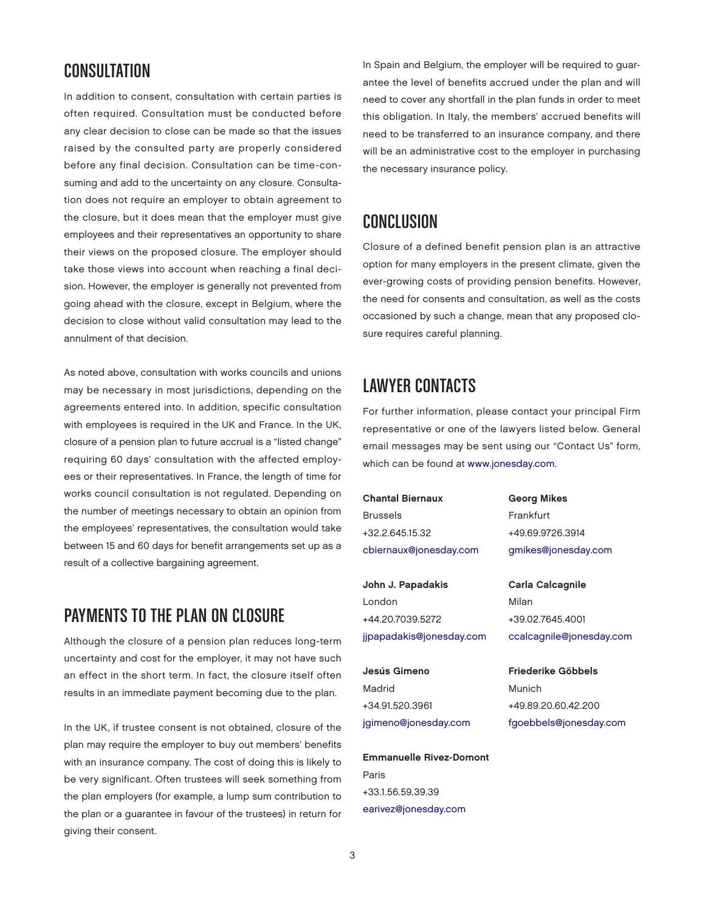## CONSULTATION

In addition to consent, consultation with certain parties is often required. Consultation must be conducted before any clear decision to close can be made so that the issues raised by the consulted party are properly considered before any final decision. Consultation can be time-consuming and add to the uncertainty on any closure. Consultation does not require an employer to obtain agreement to the closure, but it does mean that the employer must give employees and their representatives an opportunity to share their views on the proposed closure. The employer should take those views into account when reaching a final decision. However, the employer is generally not prevented from going ahead with the closure, except in Belgium, where the decision to close without valid consultation may lead to the annulment of that decision.

As noted above, consultation with works councils and unions may be necessary in most jurisdictions, depending on the agreements entered into. In addition, specific consultation with employees is required in the UK and France. In the UK, closure of a pension plan to future accrual is a "listed change" requiring 60 days' consultation with the affected employees or their representatives. In France, the length of time for works council consultation is not regulated. Depending on the number of meetings necessary to obtain an opinion from the employees' representatives, the consultation would take between 15 and 60 days for benefit arrangements set up as a result of a collective bargaining agreement.

## PAYMENTS TO THE PLAN ON CLOSURE

Although the closure of a pension plan reduces long-term uncertainty and cost for the employer, it may not have such an effect in the short term. In fact, the closure itself often results in an immediate payment becoming due to the plan.

In the UK, if trustee consent is not obtained, closure of the plan may require the employer to buy out members' benefits with an insurance company. The cost of doing this is likely to be very significant. Often trustees will seek something from the plan employers (for example, a lump sum contribution to the plan or a guarantee in favour of the trustees) in return for giving their consent.

In Spain and Belgium, the employer will be required to guarantee the level of benefits accrued under the plan and will need to cover any shortfall in the plan funds in order to meet this obligation. In Italy, the members' accrued benefits will need to be transferred to an insurance company, and there will be an administrative cost to the employer in purchasing the necessary insurance policy.

## CONCLUSION

Closure of a defined benefit pension plan is an attractive option for many employers in the present climate, given the ever-growing costs of providing pension benefits. However, the need for consents and consultation, as well as the costs occasioned by such a change, mean that any proposed closure requires careful planning.

## LAWYER CONTACTS

For further information, please contact your principal Firm representative or one of the lawyers listed below. General email messages may be sent using our "Contact Us" form, which can be found at www.jonesday.com.

**Chantal Biernaux**
Brussels
+32.2.645.15.32
cbiernaux@jonesday.com

**Georg Mikes**
Frankfurt
+49.69.9726.3914
gmikes@jonesday.com

**John J. Papadakis**
London
+44.20.7039.5272
jjpapadakis@jonesday.com

**Carla Calcagnile**
Milan
+39.02.7645.4001
ccalcagnile@jonesday.com

**Jesús Gimeno**
Madrid
+34.91.520.3961
jgimeno@jonesday.com

**Friederike Göbbels**
Munich
+49.89.20.60.42.200
fgoebbels@jonesday.com

**Emmanuelle Rivez-Domont**
Paris
+33.1.56.59.39.39
earivez@jonesday.com